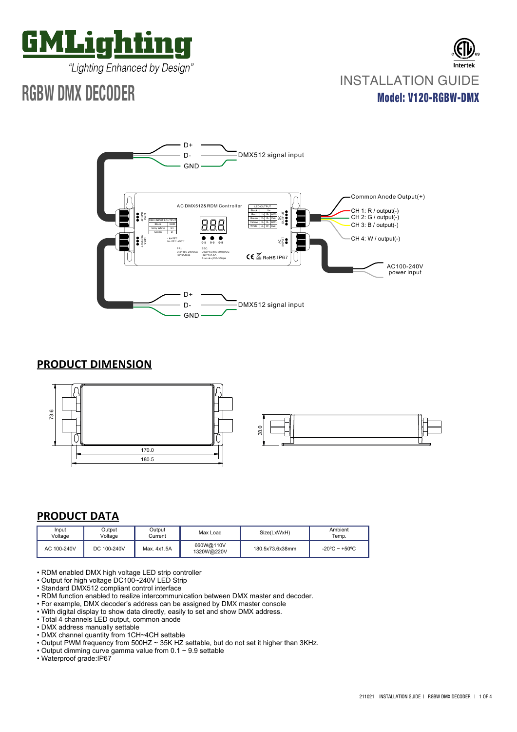# GMLighting

*"Lighting Enhanced by Design"*

# RGBW DMX DECODER

INSTALLATION GUIDE

**Model: V120-RGBW-DMX**

D+
D-
GND
DMX512 signal input

Common Anode Output(+)
CH 1: R / output(-)
CH 2: G / output(-)
CH 3: B / output(-)
CH 4: W / output(-)

AC100-240V power input

D+
D-
GND
DMX512 signal input

## PRODUCT DIMENSION

73.6
170.0
180.5
38.0

## PRODUCT DATA

| Input Voltage | Output Voltage | Output Current | Max Load | Size(LxWxH) | Ambient Temp. |
|---|---|---|---|---|---|
| AC 100-240V | DC 100-240V | Max. 4x1.5A | 660W@110V 1320W@220V | 180.5x73.6x38mm | -20ºC ~ +50ºC |

- RDM enabled DMX high voltage LED strip controller
- Output for high voltage DC100~240V LED Strip
- Standard DMX512 compliant control interface
- RDM function enabled to realize intercommunication between DMX master and decoder.
- For example, DMX decoder's address can be assigned by DMX master console
- With digital display to show data directly, easily to set and show DMX address.
- Total 4 channels LED output, common anode
- DMX address manually settable
- DMX channel quantity from 1CH~4CH settable
- Output PWM frequency from 500HZ ~ 35K HZ settable, but do not set it higher than 3KHz.
- Output dimming curve gamma value from 0.1 ~ 9.9 settable
- Waterproof grade:IP67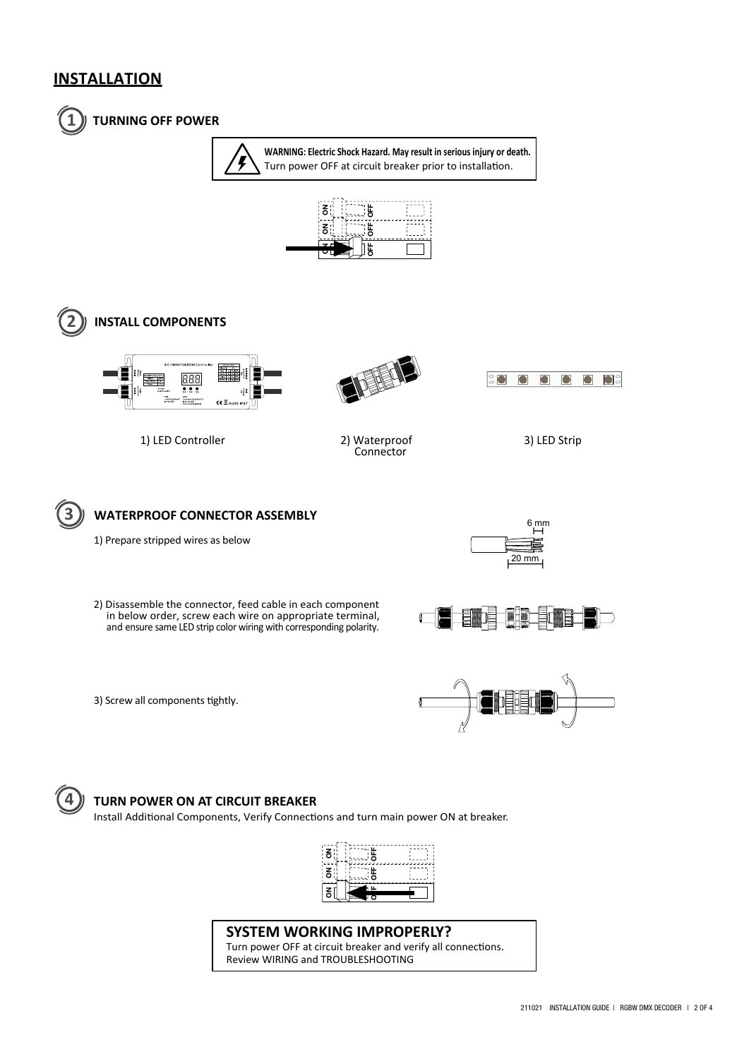# INSTALLATION

## 1 TURNING OFF POWER

**WARNING: Electric Shock Hazard. May result in serious injury or death.**
Turn power OFF at circuit breaker prior to installation.

## 2 INSTALL COMPONENTS

1) LED Controller

2) Waterproof Connector

3) LED Strip

## 3 WATERPROOF CONNECTOR ASSEMBLY

1) Prepare stripped wires as below

6 mm

20 mm

2) Disassemble the connector, feed cable in each component in below order, screw each wire on appropriate terminal, and ensure same LED strip color wiring with corresponding polarity.

3) Screw all components tightly.

## 4 TURN POWER ON AT CIRCUIT BREAKER

Install Additional Components, Verify Connections and turn main power ON at breaker.

**SYSTEM WORKING IMPROPERLY?**
Turn power OFF at circuit breaker and verify all connections.
Review WIRING and TROUBLESHOOTING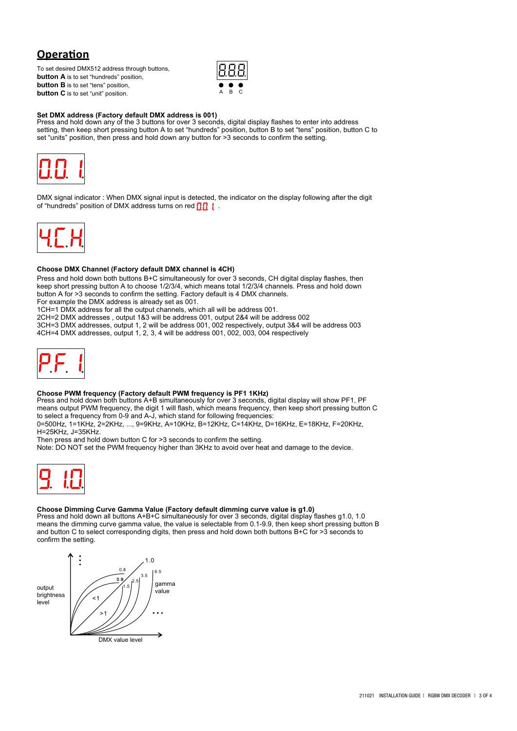## Operation

To set desired DMX512 address through buttons,
**button A** is to set "hundreds" position,
**button B** is to set "tens" position,
**button C** is to set "unit" position.

**Set DMX address (Factory default DMX address is 001)**
Press and hold down any of the 3 buttons for over 3 seconds, digital display flashes to enter into address setting, then keep short pressing button A to set "hundreds" position, button B to set "tens" position, button C to set "units" position, then press and hold down any button for >3 seconds to confirm the setting.

DMX signal indicator : When DMX signal input is detected, the indicator on the display following after the digit of "hundreds" position of DMX address turns on red.

**Choose DMX Channel (Factory default DMX channel is 4CH)**
Press and hold down both buttons B+C simultaneously for over 3 seconds, CH digital display flashes, then keep short pressing button A to choose 1/2/3/4, which means total 1/2/3/4 channels. Press and hold down button A for >3 seconds to confirm the setting. Factory default is 4 DMX channels.
For example the DMX address is already set as 001.
1CH=1 DMX address for all the output channels, which all will be address 001.
2CH=2 DMX addresses , output 1&3 will be address 001, output 2&4 will be address 002
3CH=3 DMX addresses, output 1, 2 will be address 001, 002 respectively, output 3&4 will be address 003
4CH=4 DMX addresses, output 1, 2, 3, 4 will be address 001, 002, 003, 004 respectively

**Choose PWM frequency (Factory default PWM frequency is PF1 1KHz)**
Press and hold down both buttons A+B simultaneously for over 3 seconds, digital display will show PF1, PF means output PWM frequency, the digit 1 will flash, which means frequency, then keep short pressing button C to select a frequency from 0-9 and A-J, which stand for following frequencies:
0=500Hz, 1=1KHz, 2=2KHz, ..., 9=9KHz, A=10KHz, B=12KHz, C=14KHz, D=16KHz, E=18KHz, F=20KHz, H=25KHz, J=35KHz.
Then press and hold down button C for >3 seconds to confirm the setting.
Note: DO NOT set the PWM frequency higher than 3KHz to avoid over heat and damage to the device.

**Choose Dimming Curve Gamma Value (Factory default dimming curve value is g1.0)**
Press and hold down all buttons A+B+C simultaneously for over 3 seconds, digital display flashes g1.0, 1.0 means the dimming curve gamma value, the value is selectable from 0.1-9.9, then keep short pressing button B and button C to select corresponding digits, then press and hold down both buttons B+C for >3 seconds to confirm the setting.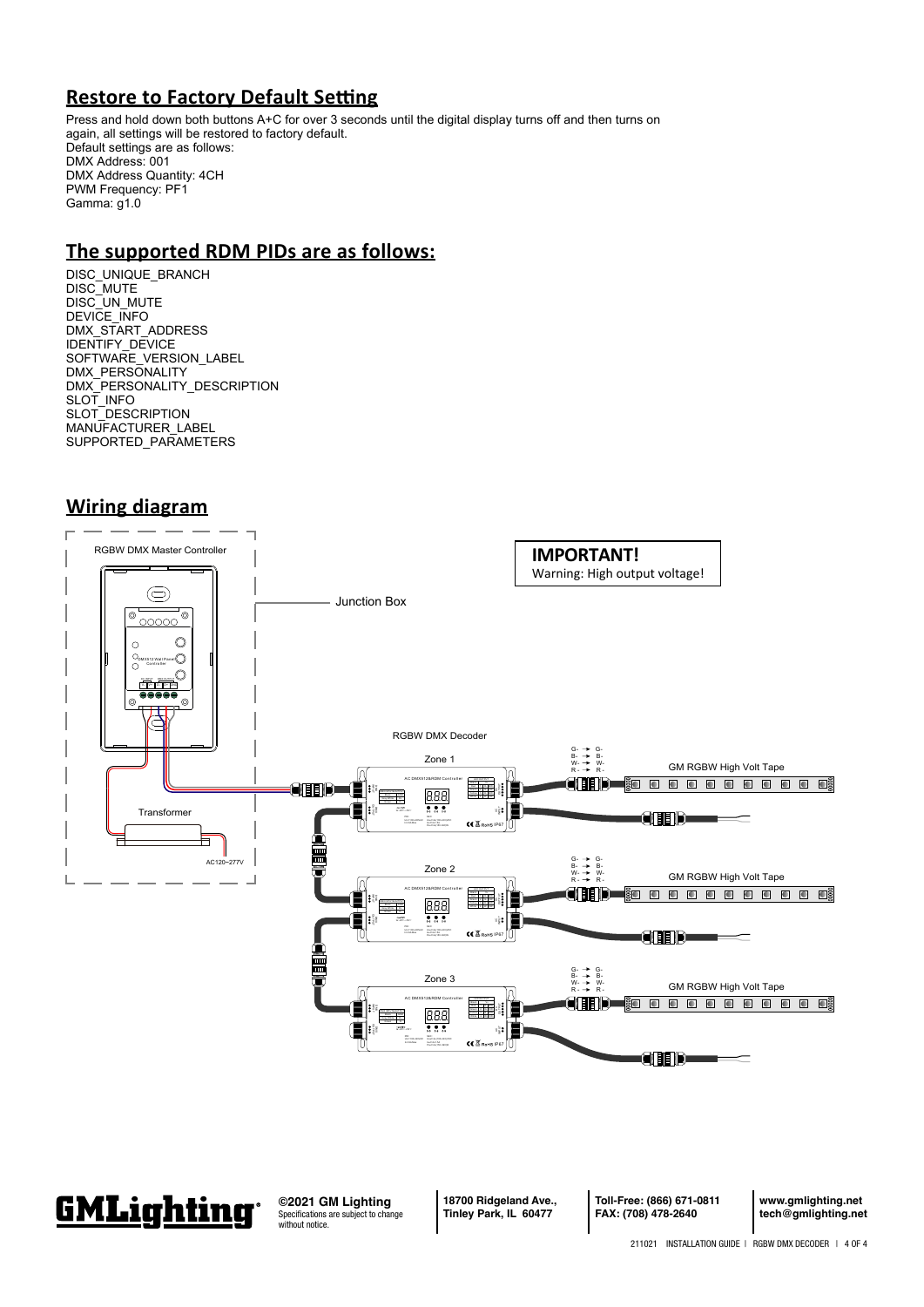## Restore to Factory Default Setting

Press and hold down both buttons A+C for over 3 seconds until the digital display turns off and then turns on again, all settings will be restored to factory default.

Default settings are as follows:

DMX Address: 001

DMX Address Quantity: 4CH

PWM Frequency: PF1

Gamma: g1.0

## The supported RDM PIDs are as follows:

DISC_UNIQUE_BRANCH
DISC_MUTE
DISC_UN_MUTE
DEVICE_INFO
DMX_START_ADDRESS
IDENTIFY_DEVICE
SOFTWARE_VERSION_LABEL
DMX_PERSONALITY
DMX_PERSONALITY_DESCRIPTION
SLOT_INFO
SLOT_DESCRIPTION
MANUFACTURER_LABEL
SUPPORTED_PARAMETERS

## Wiring diagram

RGBW DMX Master Controller

Junction Box

Transformer

AC120~277V

**IMPORTANT!**
Warning: High output voltage!

RGBW DMX Decoder

Zone 1

Zone 2

Zone 3

G- → G-
B- → B-
W- → W-
R - → R -

GM RGBW High Volt Tape

**GMLighting**®

**©2021 GM Lighting**
Specifications are subject to change without notice.

**18700 Ridgeland Ave., Tinley Park, IL 60477**

**Toll-Free: (866) 671-0811**
**FAX: (708) 478-2640**

**www.gmlighting.net**
**tech@gmlighting.net**